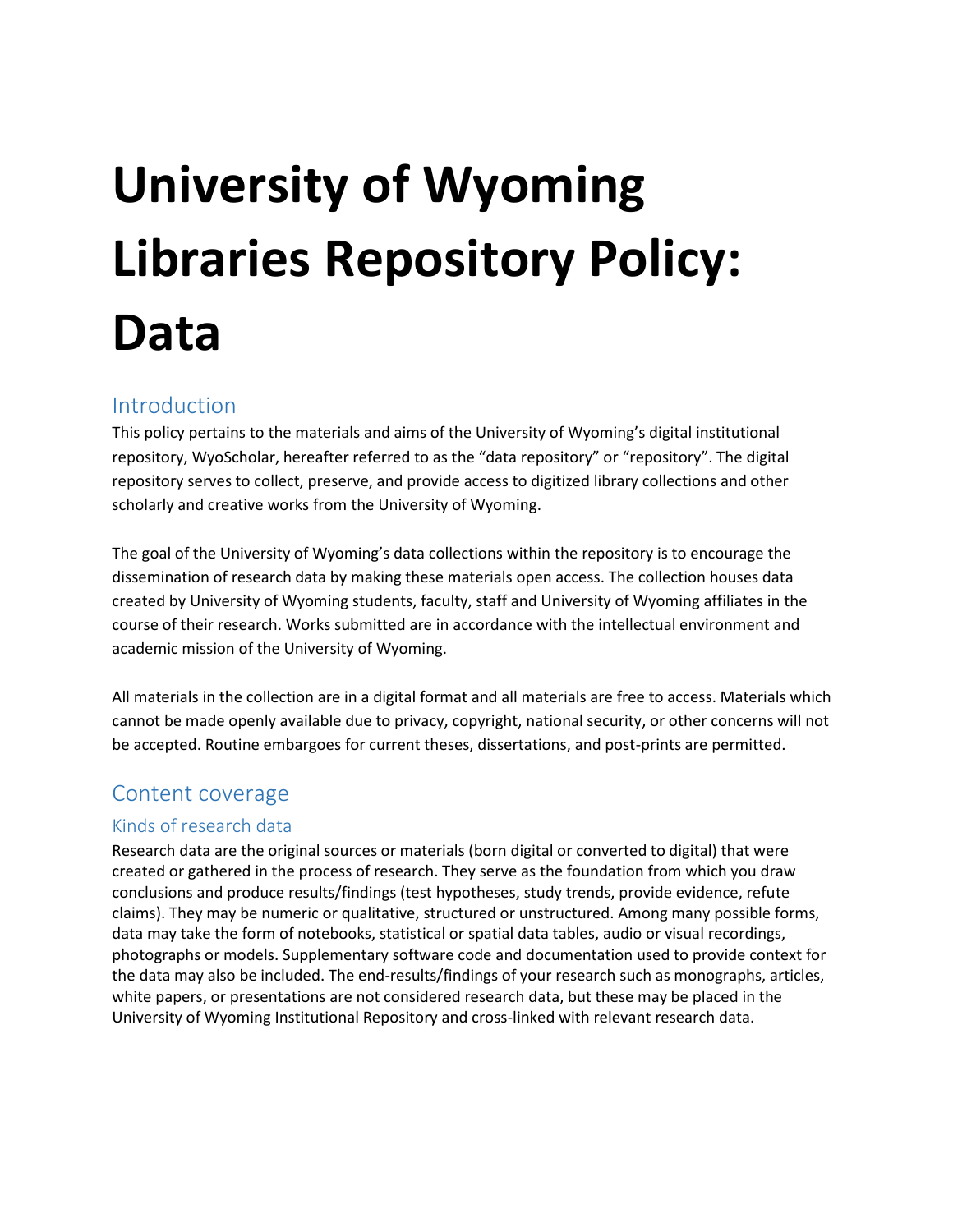# University of Wyoming Libraries Repository Policy: Data

## Introduction

This policy pertains to the materials and aims of the University of Wyoming's digital institutional repository, WyoScholar, hereafter referred to as the "data repository" or "repository". The digital repository serves to collect, preserve, and provide access to digitized library collections and other scholarly and creative works from the University of Wyoming.

The goal of the University of Wyoming's data collections within the repository is to encourage the dissemination of research data by making these materials open access. The collection houses data created by University of Wyoming students, faculty, staff and University of Wyoming affiliates in the course of their research. Works submitted are in accordance with the intellectual environment and academic mission of the University of Wyoming.

All materials in the collection are in a digital format and all materials are free to access. Materials which cannot be made openly available due to privacy, copyright, national security, or other concerns will not be accepted. Routine embargoes for current theses, dissertations, and post-prints are permitted.

## Content coverage

### Kinds of research data

Research data are the original sources or materials (born digital or converted to digital) that were created or gathered in the process of research. They serve as the foundation from which you draw conclusions and produce results/findings (test hypotheses, study trends, provide evidence, refute claims). They may be numeric or qualitative, structured or unstructured. Among many possible forms, data may take the form of notebooks, statistical or spatial data tables, audio or visual recordings, photographs or models. Supplementary software code and documentation used to provide context for the data may also be included. The end-results/findings of your research such as monographs, articles, white papers, or presentations are not considered research data, but these may be placed in the University of Wyoming Institutional Repository and cross-linked with relevant research data.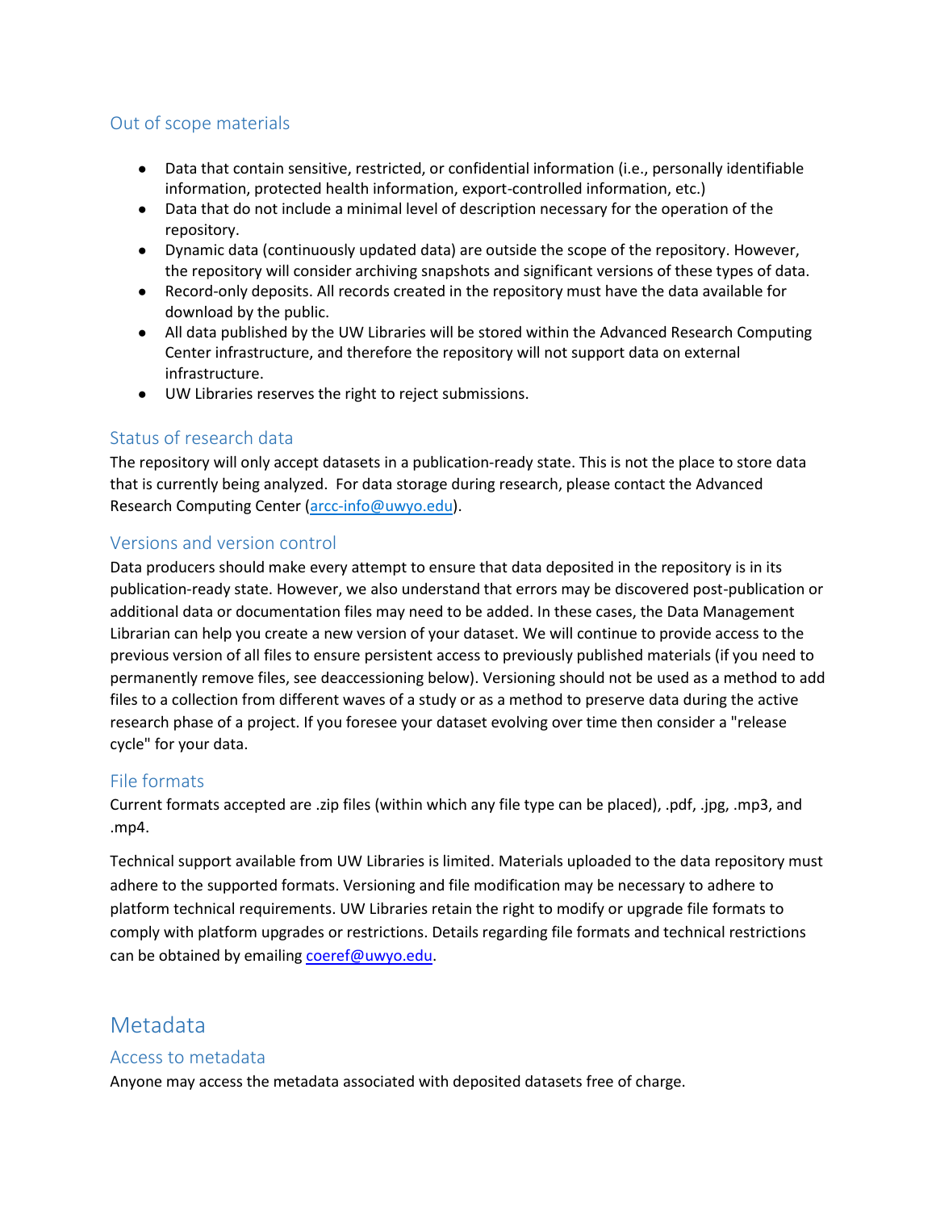## Out of scope materials

- Data that contain sensitive, restricted, or confidential information (i.e., personally identifiable information, protected health information, export-controlled information, etc.)
- Data that do not include a minimal level of description necessary for the operation of the repository.
- Dynamic data (continuously updated data) are outside the scope of the repository. However, the repository will consider archiving snapshots and significant versions of these types of data.
- Record-only deposits. All records created in the repository must have the data available for download by the public.
- All data published by the UW Libraries will be stored within the Advanced Research Computing Center infrastructure, and therefore the repository will not support data on external infrastructure.
- UW Libraries reserves the right to reject submissions.

## Status of research data

The repository will only accept datasets in a publication-ready state. This is not the place to store data that is currently being analyzed. For data storage during research, please contact the Advanced Research Computing Center (arcc-info@uwyo.edu).

## Versions and version control

Data producers should make every attempt to ensure that data deposited in the repository is in its publication-ready state. However, we also understand that errors may be discovered post-publication or additional data or documentation files may need to be added. In these cases, the Data Management Librarian can help you create a new version of your dataset. We will continue to provide access to the previous version of all files to ensure persistent access to previously published materials (if you need to permanently remove files, see deaccessioning below). Versioning should not be used as a method to add files to a collection from different waves of a study or as a method to preserve data during the active research phase of a project. If you foresee your dataset evolving over time then consider a "release cycle" for your data.

## File formats

Current formats accepted are .zip files (within which any file type can be placed), .pdf, .jpg, .mp3, and .mp4.

Technical support available from UW Libraries is limited. Materials uploaded to the data repository must adhere to the supported formats. Versioning and file modification may be necessary to adhere to platform technical requirements. UW Libraries retain the right to modify or upgrade file formats to comply with platform upgrades or restrictions. Details regarding file formats and technical restrictions can be obtained by emailing coeref@uwyo.edu.

# Metadata

## Access to metadata

Anyone may access the metadata associated with deposited datasets free of charge.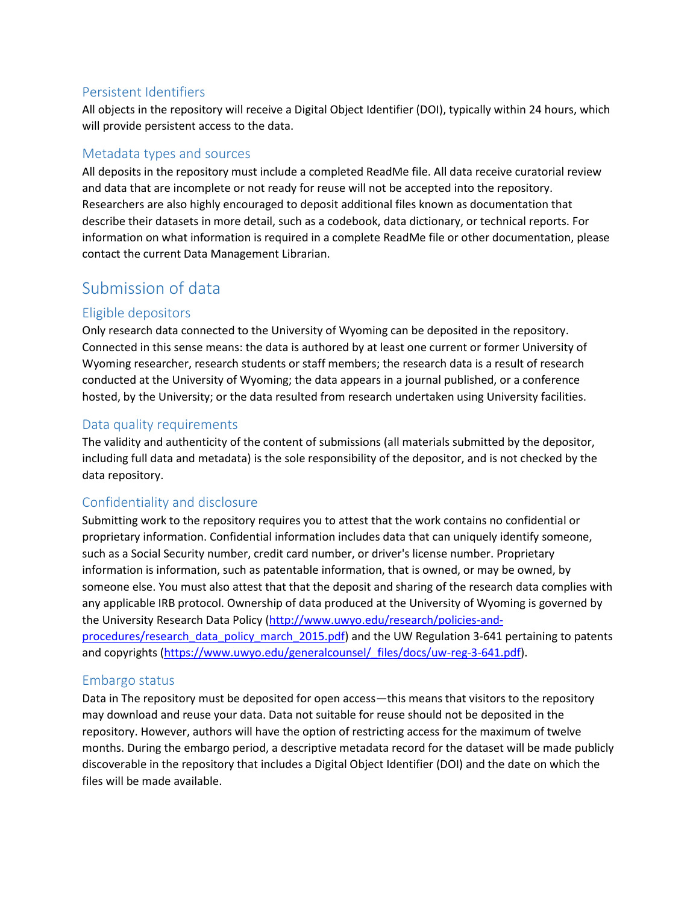### Persistent Identifiers

All objects in the repository will receive a Digital Object Identifier (DOI), typically within 24 hours, which will provide persistent access to the data.

### Metadata types and sources

All deposits in the repository must include a completed ReadMe file. All data receive curatorial review and data that are incomplete or not ready for reuse will not be accepted into the repository. Researchers are also highly encouraged to deposit additional files known as documentation that describe their datasets in more detail, such as a codebook, data dictionary, or technical reports. For information on what information is required in a complete ReadMe file or other documentation, please contact the current Data Management Librarian.

## Submission of data

### Eligible depositors

Only research data connected to the University of Wyoming can be deposited in the repository. Connected in this sense means: the data is authored by at least one current or former University of Wyoming researcher, research students or staff members; the research data is a result of research conducted at the University of Wyoming; the data appears in a journal published, or a conference hosted, by the University; or the data resulted from research undertaken using University facilities.

### Data quality requirements

The validity and authenticity of the content of submissions (all materials submitted by the depositor, including full data and metadata) is the sole responsibility of the depositor, and is not checked by the data repository.

### Confidentiality and disclosure

Submitting work to the repository requires you to attest that the work contains no confidential or proprietary information. Confidential information includes data that can uniquely identify someone, such as a Social Security number, credit card number, or driver's license number. Proprietary information is information, such as patentable information, that is owned, or may be owned, by someone else. You must also attest that that the deposit and sharing of the research data complies with any applicable IRB protocol. Ownership of data produced at the University of Wyoming is governed by the University Research Data Policy ([http://www.uwyo.edu/research/policies-and-procedures/research_data_policy_march_2015.pdf](http://www.uwyo.edu/research/policies-and-procedures/research_data_policy_march_2015.pdf)) and the UW Regulation 3-641 pertaining to patents and copyrights ([https://www.uwyo.edu/generalcounsel/_files/docs/uw-reg-3-641.pdf](https://www.uwyo.edu/generalcounsel/_files/docs/uw-reg-3-641.pdf)).

### Embargo status

Data in The repository must be deposited for open access—this means that visitors to the repository may download and reuse your data. Data not suitable for reuse should not be deposited in the repository. However, authors will have the option of restricting access for the maximum of twelve months. During the embargo period, a descriptive metadata record for the dataset will be made publicly discoverable in the repository that includes a Digital Object Identifier (DOI) and the date on which the files will be made available.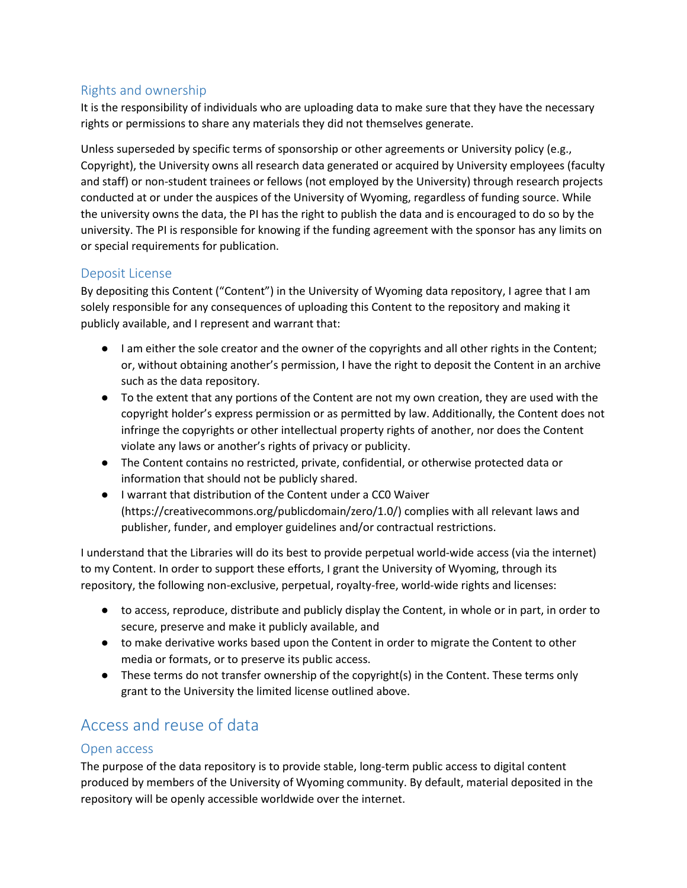### Rights and ownership

It is the responsibility of individuals who are uploading data to make sure that they have the necessary rights or permissions to share any materials they did not themselves generate.

Unless superseded by specific terms of sponsorship or other agreements or University policy (e.g., Copyright), the University owns all research data generated or acquired by University employees (faculty and staff) or non-student trainees or fellows (not employed by the University) through research projects conducted at or under the auspices of the University of Wyoming, regardless of funding source. While the university owns the data, the PI has the right to publish the data and is encouraged to do so by the university. The PI is responsible for knowing if the funding agreement with the sponsor has any limits on or special requirements for publication.

### Deposit License

By depositing this Content ("Content") in the University of Wyoming data repository, I agree that I am solely responsible for any consequences of uploading this Content to the repository and making it publicly available, and I represent and warrant that:

- I am either the sole creator and the owner of the copyrights and all other rights in the Content; or, without obtaining another's permission, I have the right to deposit the Content in an archive such as the data repository.
- To the extent that any portions of the Content are not my own creation, they are used with the copyright holder's express permission or as permitted by law. Additionally, the Content does not infringe the copyrights or other intellectual property rights of another, nor does the Content violate any laws or another's rights of privacy or publicity.
- The Content contains no restricted, private, confidential, or otherwise protected data or information that should not be publicly shared.
- I warrant that distribution of the Content under a CC0 Waiver (https://creativecommons.org/publicdomain/zero/1.0/) complies with all relevant laws and publisher, funder, and employer guidelines and/or contractual restrictions.

I understand that the Libraries will do its best to provide perpetual world-wide access (via the internet) to my Content. In order to support these efforts, I grant the University of Wyoming, through its repository, the following non-exclusive, perpetual, royalty-free, world-wide rights and licenses:

- to access, reproduce, distribute and publicly display the Content, in whole or in part, in order to secure, preserve and make it publicly available, and
- to make derivative works based upon the Content in order to migrate the Content to other media or formats, or to preserve its public access.
- These terms do not transfer ownership of the copyright(s) in the Content. These terms only grant to the University the limited license outlined above.

## Access and reuse of data

### Open access

The purpose of the data repository is to provide stable, long-term public access to digital content produced by members of the University of Wyoming community. By default, material deposited in the repository will be openly accessible worldwide over the internet.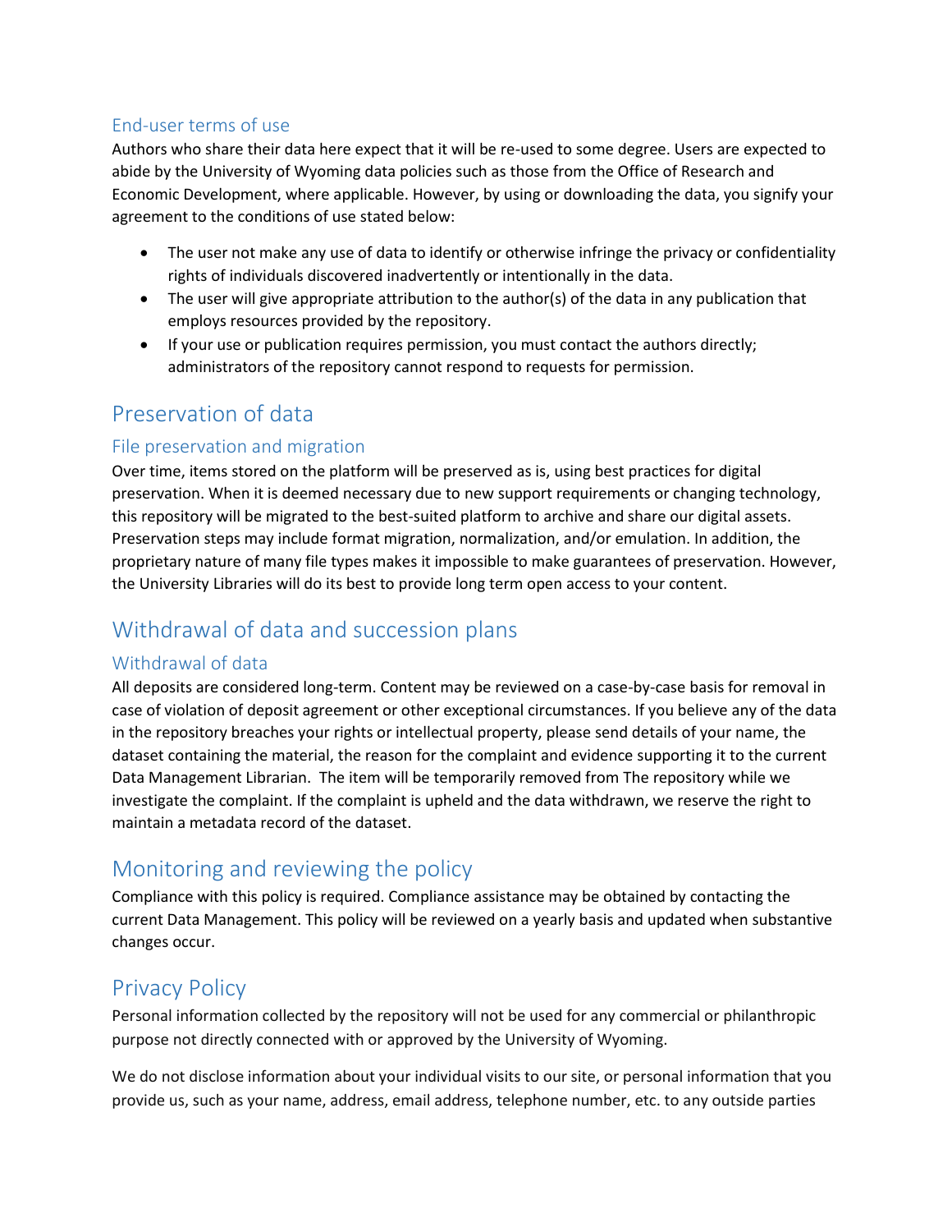### End-user terms of use

Authors who share their data here expect that it will be re-used to some degree. Users are expected to abide by the University of Wyoming data policies such as those from the Office of Research and Economic Development, where applicable. However, by using or downloading the data, you signify your agreement to the conditions of use stated below:

- The user not make any use of data to identify or otherwise infringe the privacy or confidentiality rights of individuals discovered inadvertently or intentionally in the data.
- The user will give appropriate attribution to the author(s) of the data in any publication that employs resources provided by the repository.
- If your use or publication requires permission, you must contact the authors directly; administrators of the repository cannot respond to requests for permission.

## Preservation of data

### File preservation and migration

Over time, items stored on the platform will be preserved as is, using best practices for digital preservation. When it is deemed necessary due to new support requirements or changing technology, this repository will be migrated to the best-suited platform to archive and share our digital assets. Preservation steps may include format migration, normalization, and/or emulation. In addition, the proprietary nature of many file types makes it impossible to make guarantees of preservation. However, the University Libraries will do its best to provide long term open access to your content.

## Withdrawal of data and succession plans

### Withdrawal of data

All deposits are considered long-term. Content may be reviewed on a case-by-case basis for removal in case of violation of deposit agreement or other exceptional circumstances. If you believe any of the data in the repository breaches your rights or intellectual property, please send details of your name, the dataset containing the material, the reason for the complaint and evidence supporting it to the current Data Management Librarian. The item will be temporarily removed from The repository while we investigate the complaint. If the complaint is upheld and the data withdrawn, we reserve the right to maintain a metadata record of the dataset.

## Monitoring and reviewing the policy

Compliance with this policy is required. Compliance assistance may be obtained by contacting the current Data Management. This policy will be reviewed on a yearly basis and updated when substantive changes occur.

## Privacy Policy

Personal information collected by the repository will not be used for any commercial or philanthropic purpose not directly connected with or approved by the University of Wyoming.

We do not disclose information about your individual visits to our site, or personal information that you provide us, such as your name, address, email address, telephone number, etc. to any outside parties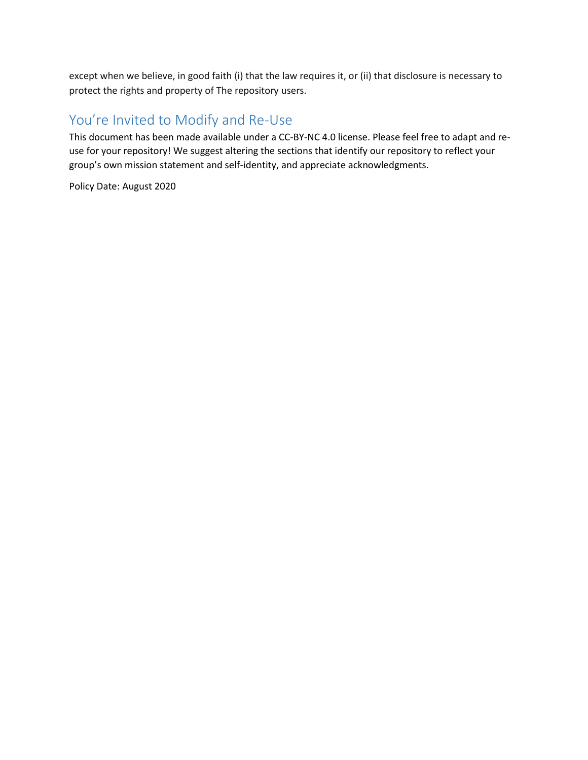except when we believe, in good faith (i) that the law requires it, or (ii) that disclosure is necessary to protect the rights and property of The repository users.

## You're Invited to Modify and Re-Use

This document has been made available under a CC-BY-NC 4.0 license. Please feel free to adapt and re-use for your repository! We suggest altering the sections that identify our repository to reflect your group's own mission statement and self-identity, and appreciate acknowledgments.

Policy Date: August 2020